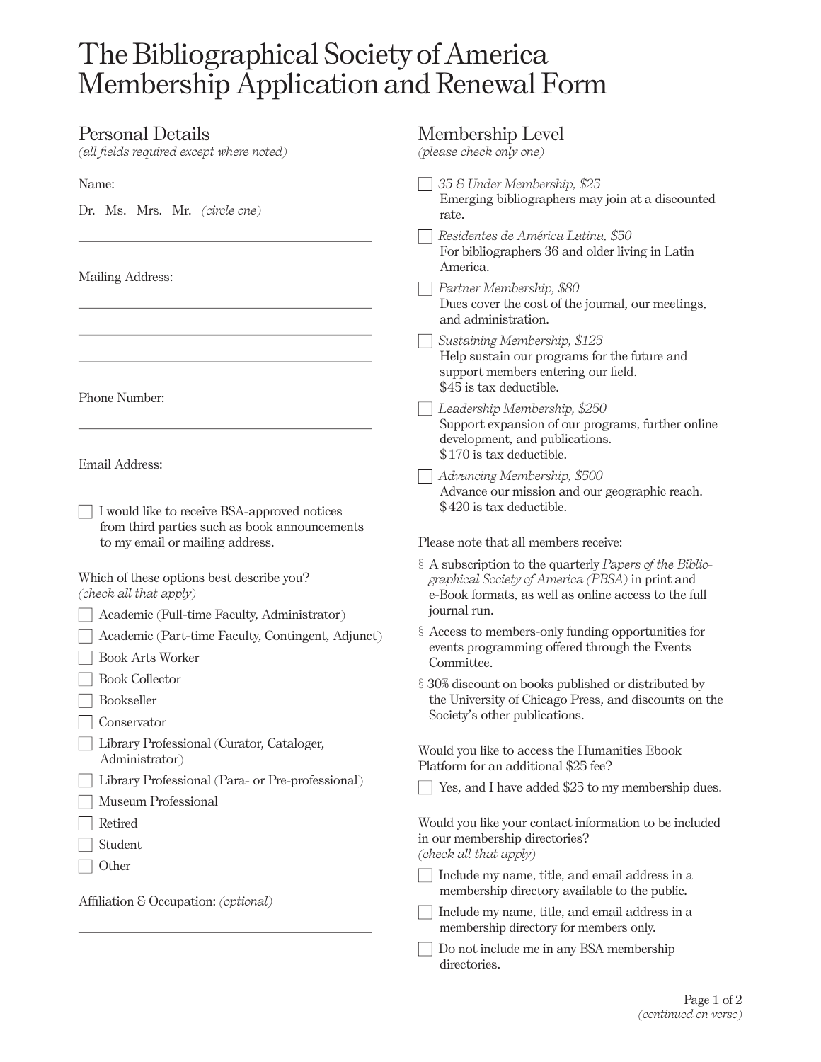# The Bibliographical Society of America Membership Application and Renewal Form

## Personal Details

*(all fields required except where noted)*

Name:

Dr. Ms. Mrs. Mr. *(circle one)*

\_\_\_\_\_\_\_\_\_\_\_\_\_\_\_\_\_\_\_\_\_\_\_\_\_\_\_\_\_\_\_\_\_\_\_\_\_\_\_\_

Mailing Address:

\_\_\_\_\_\_\_\_\_\_\_\_\_\_\_\_\_\_\_\_\_\_\_\_\_\_\_\_\_\_\_\_\_\_\_\_\_\_\_\_

\_\_\_\_\_\_\_\_\_\_\_\_\_\_\_\_\_\_\_\_\_\_\_\_\_\_\_\_\_\_\_\_\_\_\_\_\_\_\_\_

\_\_\_\_\_\_\_\_\_\_\_\_\_\_\_\_\_\_\_\_\_\_\_\_\_\_\_\_\_\_\_\_\_\_\_\_\_\_\_\_

Phone Number:

\_\_\_\_\_\_\_\_\_\_\_\_\_\_\_\_\_\_\_\_\_\_\_\_\_\_\_\_\_\_\_\_\_\_\_\_\_\_\_\_

Email Address:

\_\_\_\_\_\_\_\_\_\_\_\_\_\_\_\_\_\_\_\_\_\_\_\_\_\_\_\_\_\_\_\_\_\_\_\_\_\_\_\_

- [ ] I would like to receive BSA-approved notices from third parties such as book announcements to my email or mailing address.

Which of these options best describe you?
*(check all that apply)*

- [ ] Academic (Full-time Faculty, Administrator)
- [ ] Academic (Part-time Faculty, Contingent, Adjunct)
- [ ] Book Arts Worker
- [ ] Book Collector
- [ ] Bookseller
- [ ] Conservator
- [ ] Library Professional (Curator, Cataloger, Administrator)
- [ ] Library Professional (Para- or Pre-professional)
- [ ] Museum Professional
- [ ] Retired
- [ ] Student
- [ ] Other

Affiliation & Occupation: *(optional)*

\_\_\_\_\_\_\_\_\_\_\_\_\_\_\_\_\_\_\_\_\_\_\_\_\_\_\_\_\_\_\_\_\_\_\_\_\_\_\_\_

## Membership Level

*(please check only one)*

- [ ] *35 & Under Membership, $25*
  Emerging bibliographers may join at a discounted rate.
- [ ] *Residentes de América Latina, $50*
  For bibliographers 36 and older living in Latin America.
- [ ] *Partner Membership, $80*
  Dues cover the cost of the journal, our meetings, and administration.
- [ ] *Sustaining Membership, $125*
  Help sustain our programs for the future and support members entering our field.
  $45 is tax deductible.
- [ ] *Leadership Membership, $250*
  Support expansion of our programs, further online development, and publications.
  $170 is tax deductible.
- [ ] *Advancing Membership, $500*
  Advance our mission and our geographic reach.
  $420 is tax deductible.

Please note that all members receive:

§ A subscription to the quarterly *Papers of the Bibliographical Society of America (PBSA)* in print and e-Book formats, as well as online access to the full journal run.

§ Access to members-only funding opportunities for events programming offered through the Events Committee.

§ 30% discount on books published or distributed by the University of Chicago Press, and discounts on the Society's other publications.

Would you like to access the Humanities Ebook Platform for an additional $25 fee?

- [ ] Yes, and I have added $25 to my membership dues.

Would you like your contact information to be included in our membership directories?
*(check all that apply)*

- [ ] Include my name, title, and email address in a membership directory available to the public.
- [ ] Include my name, title, and email address in a membership directory for members only.
- [ ] Do not include me in any BSA membership directories.

*(continued on verso)*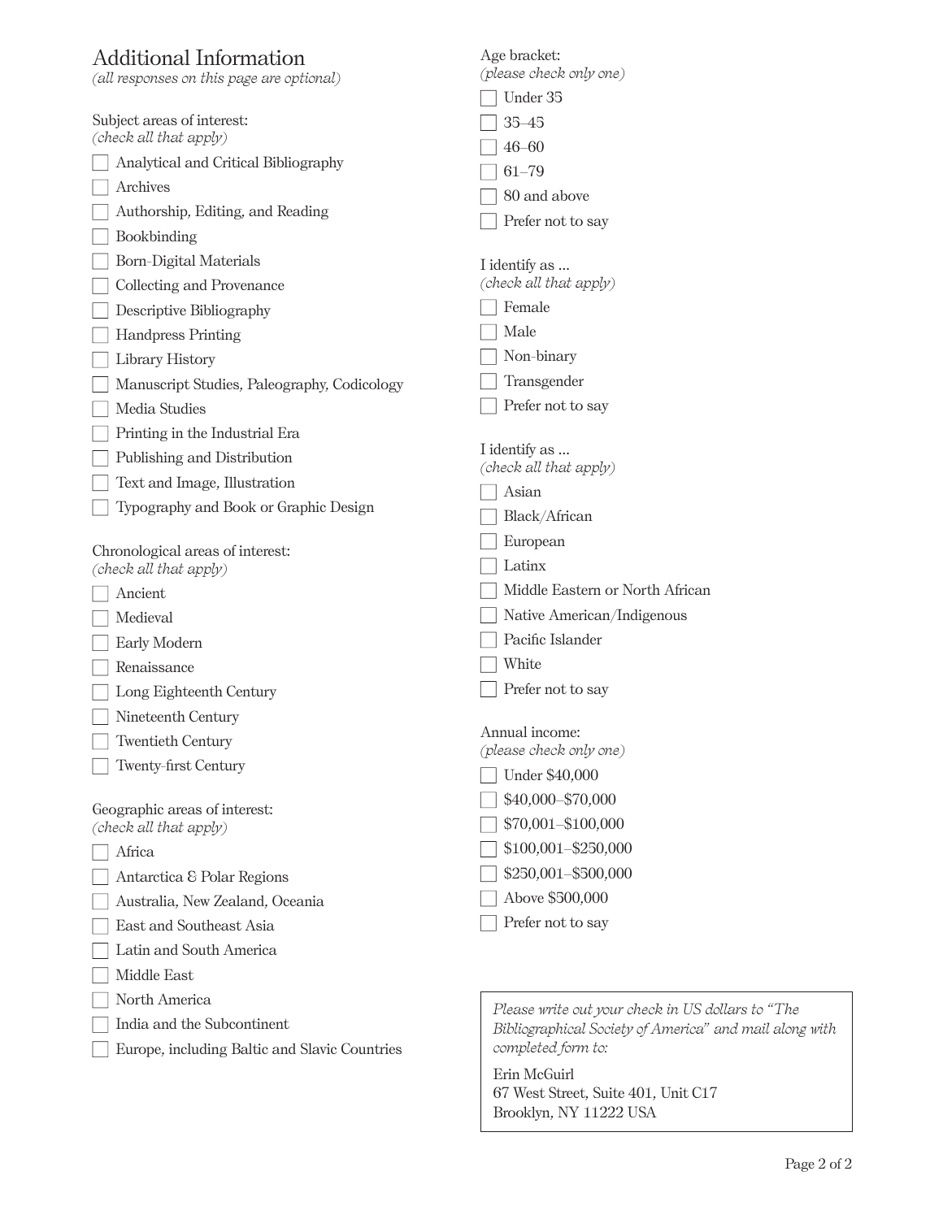## Additional Information

*(all responses on this page are optional)*

Subject areas of interest:
*(check all that apply)*

- [ ] Analytical and Critical Bibliography
- [ ] Archives
- [ ] Authorship, Editing, and Reading
- [ ] Bookbinding
- [ ] Born-Digital Materials
- [ ] Collecting and Provenance
- [ ] Descriptive Bibliography
- [ ] Handpress Printing
- [ ] Library History
- [ ] Manuscript Studies, Paleography, Codicology
- [ ] Media Studies
- [ ] Printing in the Industrial Era
- [ ] Publishing and Distribution
- [ ] Text and Image, Illustration
- [ ] Typography and Book or Graphic Design

Chronological areas of interest:
*(check all that apply)*

- [ ] Ancient
- [ ] Medieval
- [ ] Early Modern
- [ ] Renaissance
- [ ] Long Eighteenth Century
- [ ] Nineteenth Century
- [ ] Twentieth Century
- [ ] Twenty-first Century

Geographic areas of interest:
*(check all that apply)*

- [ ] Africa
- [ ] Antarctica & Polar Regions
- [ ] Australia, New Zealand, Oceania
- [ ] East and Southeast Asia
- [ ] Latin and South America
- [ ] Middle East
- [ ] North America
- [ ] India and the Subcontinent
- [ ] Europe, including Baltic and Slavic Countries

Age bracket:
*(please check only one)*

- [ ] Under 35
- [ ] 35–45
- [ ] 46–60
- [ ] 61–79
- [ ] 80 and above
- [ ] Prefer not to say

I identify as ...
*(check all that apply)*

- [ ] Female
- [ ] Male
- [ ] Non-binary
- [ ] Transgender
- [ ] Prefer not to say

I identify as ...
*(check all that apply)*

- [ ] Asian
- [ ] Black/African
- [ ] European
- [ ] Latinx
- [ ] Middle Eastern or North African
- [ ] Native American/Indigenous
- [ ] Pacific Islander
- [ ] White
- [ ] Prefer not to say

Annual income:
*(please check only one)*

- [ ] Under $40,000
- [ ] $40,000–$70,000
- [ ] $70,001–$100,000
- [ ] $100,001–$250,000
- [ ] $250,001–$500,000
- [ ] Above $500,000
- [ ] Prefer not to say

*Please write out your check in US dollars to "The Bibliographical Society of America" and mail along with completed form to:*

Erin McGuirl
67 West Street, Suite 401, Unit C17
Brooklyn, NY 11222 USA